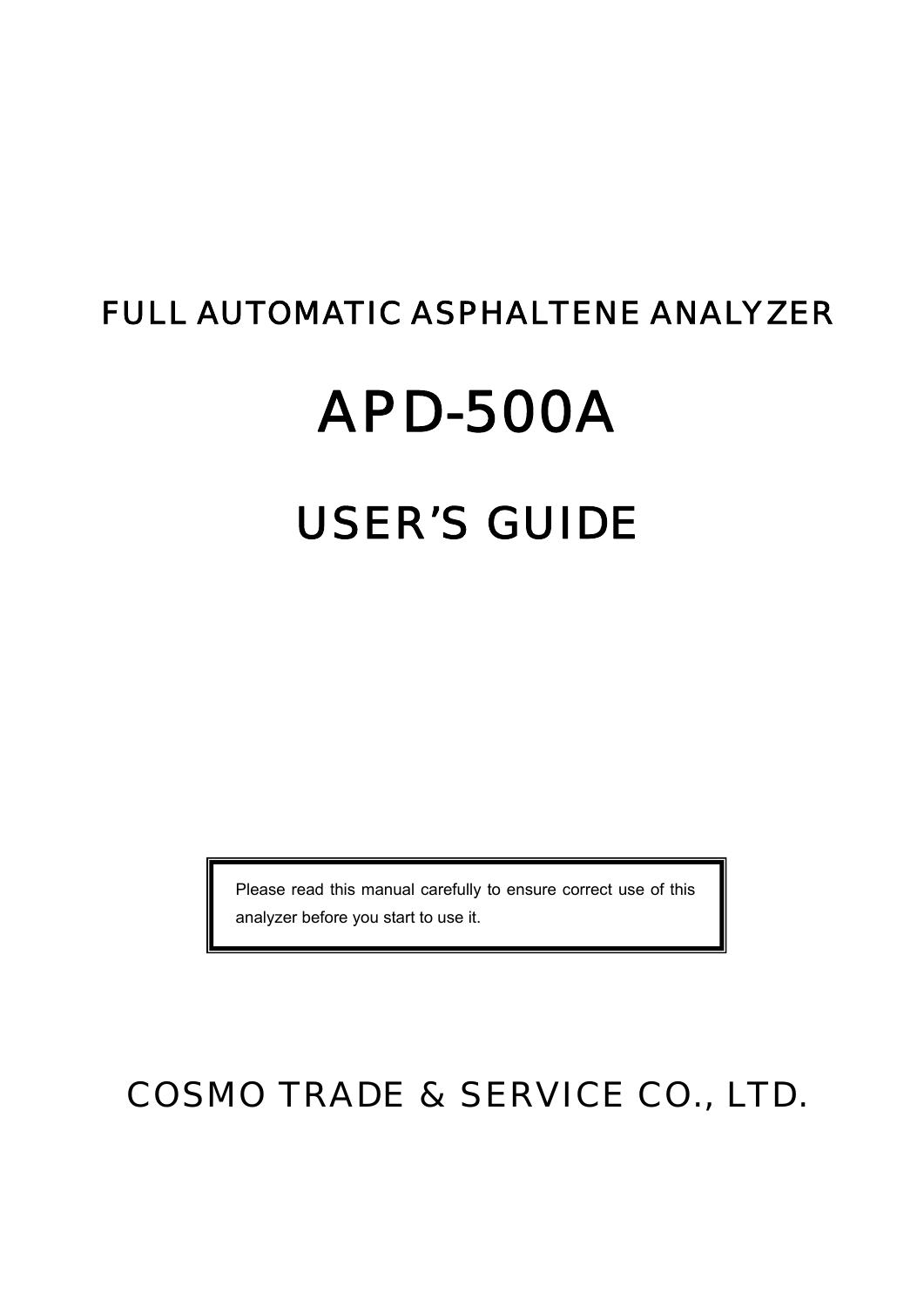# FULL AUTOMATIC ASPHALTENE ANALYZER

# APD-500A

# USER'S GUIDE

> Please read this manual carefully to ensure correct use of this analyzer before you start to use it.

COSMO TRADE & SERVICE CO., LTD.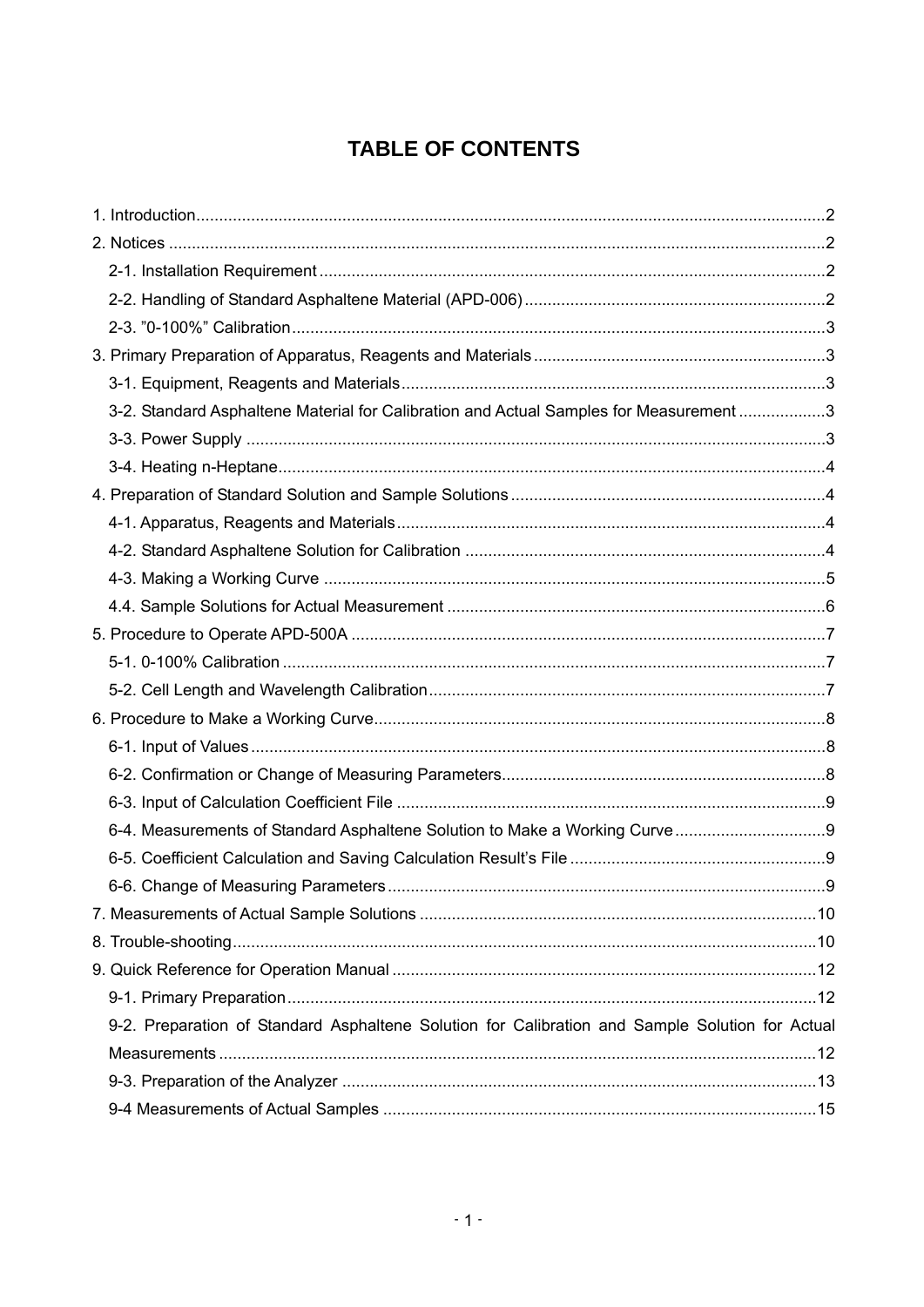# TABLE OF CONTENTS

1. Introduction........................................................................................................................................2
2. Notices ..............................................................................................................................................2
   2-1. Installation Requirement .............................................................................................................2
   2-2. Handling of Standard Asphaltene Material (APD-006) .................................................................2
   2-3. ”0-100%” Calibration...................................................................................................................3
3. Primary Preparation of Apparatus, Reagents and Materials ...............................................................3
   3-1. Equipment, Reagents and Materials............................................................................................3
   3-2. Standard Asphaltene Material for Calibration and Actual Samples for Measurement ..................3
   3-3. Power Supply .............................................................................................................................3
   3-4. Heating n-Heptane......................................................................................................................4
4. Preparation of Standard Solution and Sample Solutions ....................................................................4
   4-1. Apparatus, Reagents and Materials.............................................................................................4
   4-2. Standard Asphaltene Solution for Calibration ..............................................................................4
   4-3. Making a Working Curve .............................................................................................................5
   4.4. Sample Solutions for Actual Measurement ..................................................................................6
5. Procedure to Operate APD-500A .......................................................................................................7
   5-1. 0-100% Calibration ......................................................................................................................7
   5-2. Cell Length and Wavelength Calibration......................................................................................7
6. Procedure to Make a Working Curve..................................................................................................8
   6-1. Input of Values ............................................................................................................................8
   6-2. Confirmation or Change of Measuring Parameters......................................................................8
   6-3. Input of Calculation Coefficient File .............................................................................................9
   6-4. Measurements of Standard Asphaltene Solution to Make a Working Curve .................................9
   6-5. Coefficient Calculation and Saving Calculation Result’s File ........................................................9
   6-6. Change of Measuring Parameters ...............................................................................................9
7. Measurements of Actual Sample Solutions ......................................................................................10
8. Trouble-shooting..............................................................................................................................10
9. Quick Reference for Operation Manual ............................................................................................12
   9-1. Primary Preparation..................................................................................................................12
   9-2. Preparation of Standard Asphaltene Solution for Calibration and Sample Solution for Actual Measurements .................................................................................................................................12
   9-3. Preparation of the Analyzer .......................................................................................................13
   9-4 Measurements of Actual Samples ..............................................................................................15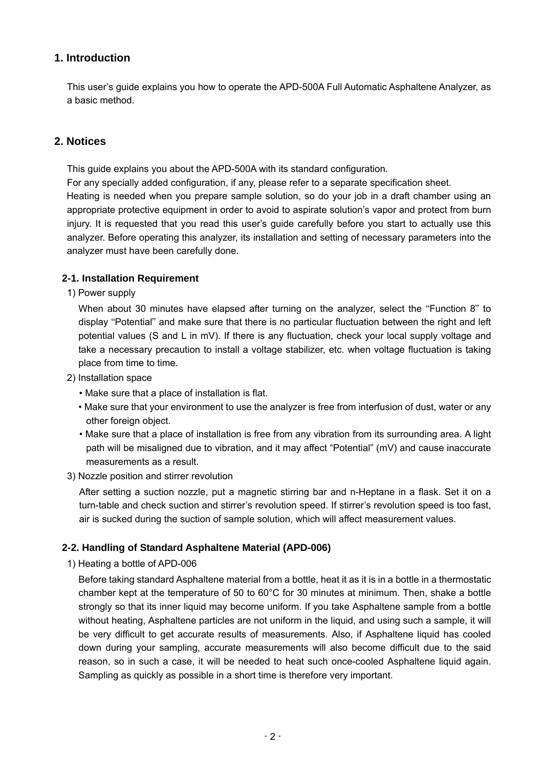## 1. Introduction

This user's guide explains you how to operate the APD-500A Full Automatic Asphaltene Analyzer, as a basic method.

## 2. Notices

This guide explains you about the APD-500A with its standard configuration.
For any specially added configuration, if any, please refer to a separate specification sheet.
Heating is needed when you prepare sample solution, so do your job in a draft chamber using an appropriate protective equipment in order to avoid to aspirate solution's vapor and protect from burn injury. It is requested that you read this user's guide carefully before you start to actually use this analyzer. Before operating this analyzer, its installation and setting of necessary parameters into the analyzer must have been carefully done.

### 2-1. Installation Requirement

1) Power supply

When about 30 minutes have elapsed after turning on the analyzer, select the "Function 8" to display "Potential" and make sure that there is no particular fluctuation between the right and left potential values (S and L in mV). If there is any fluctuation, check your local supply voltage and take a necessary precaution to install a voltage stabilizer, etc. when voltage fluctuation is taking place from time to time.

2) Installation space

- Make sure that a place of installation is flat.
- Make sure that your environment to use the analyzer is free from interfusion of dust, water or any other foreign object.
- Make sure that a place of installation is free from any vibration from its surrounding area. A light path will be misaligned due to vibration, and it may affect "Potential" (mV) and cause inaccurate measurements as a result.

3) Nozzle position and stirrer revolution

After setting a suction nozzle, put a magnetic stirring bar and n-Heptane in a flask. Set it on a turn-table and check suction and stirrer's revolution speed. If stirrer's revolution speed is too fast, air is sucked during the suction of sample solution, which will affect measurement values.

### 2-2. Handling of Standard Asphaltene Material (APD-006)

1) Heating a bottle of APD-006

Before taking standard Asphaltene material from a bottle, heat it as it is in a bottle in a thermostatic chamber kept at the temperature of 50 to 60°C for 30 minutes at minimum. Then, shake a bottle strongly so that its inner liquid may become uniform. If you take Asphaltene sample from a bottle without heating, Asphaltene particles are not uniform in the liquid, and using such a sample, it will be very difficult to get accurate results of measurements. Also, if Asphaltene liquid has cooled down during your sampling, accurate measurements will also become difficult due to the said reason, so in such a case, it will be needed to heat such once-cooled Asphaltene liquid again. Sampling as quickly as possible in a short time is therefore very important.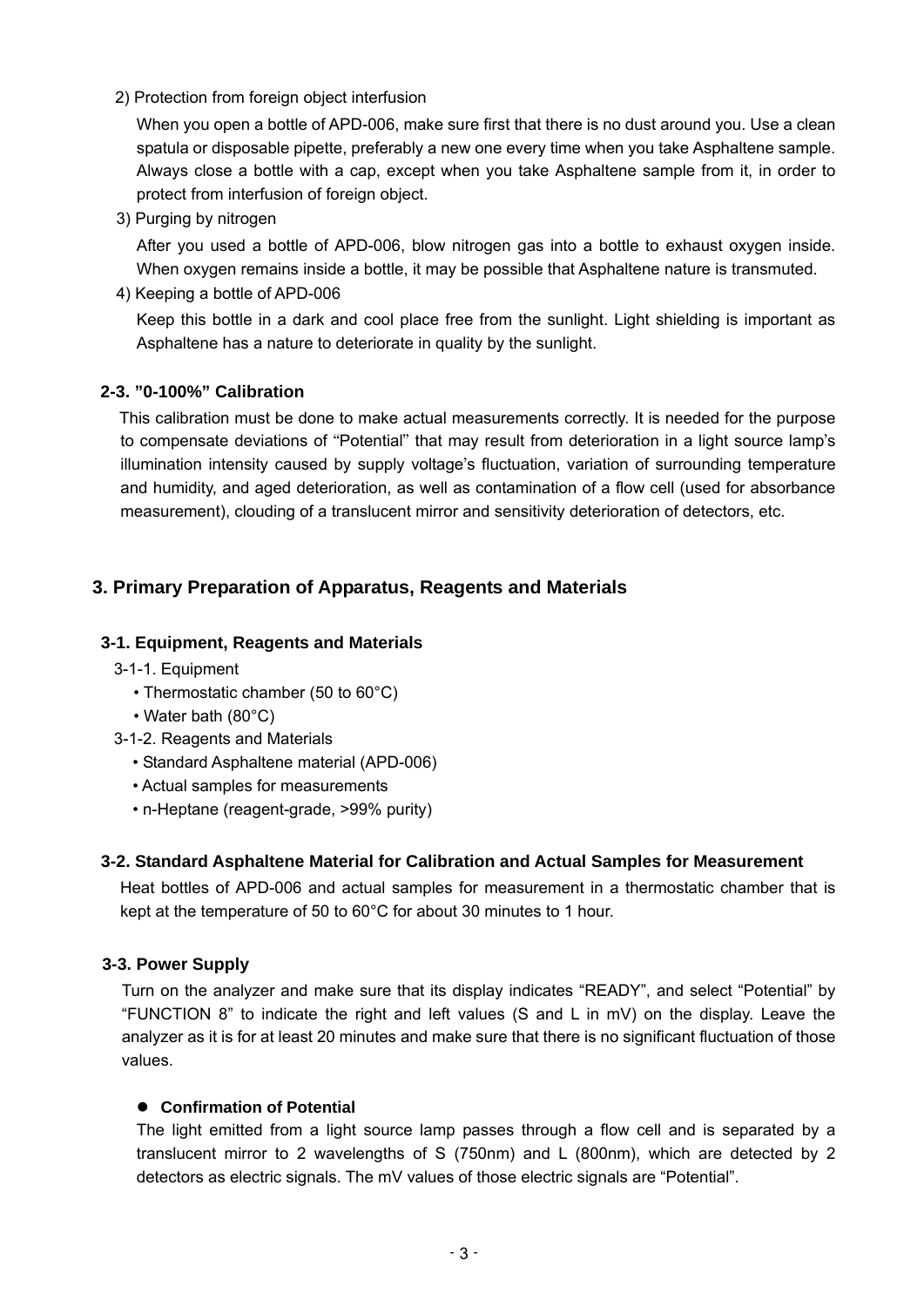2) Protection from foreign object interfusion

When you open a bottle of APD-006, make sure first that there is no dust around you. Use a clean spatula or disposable pipette, preferably a new one every time when you take Asphaltene sample. Always close a bottle with a cap, except when you take Asphaltene sample from it, in order to protect from interfusion of foreign object.

3) Purging by nitrogen

After you used a bottle of APD-006, blow nitrogen gas into a bottle to exhaust oxygen inside. When oxygen remains inside a bottle, it may be possible that Asphaltene nature is transmuted.

4) Keeping a bottle of APD-006

Keep this bottle in a dark and cool place free from the sunlight. Light shielding is important as Asphaltene has a nature to deteriorate in quality by the sunlight.

### 2-3. "0-100%" Calibration

This calibration must be done to make actual measurements correctly. It is needed for the purpose to compensate deviations of "Potential" that may result from deterioration in a light source lamp's illumination intensity caused by supply voltage's fluctuation, variation of surrounding temperature and humidity, and aged deterioration, as well as contamination of a flow cell (used for absorbance measurement), clouding of a translucent mirror and sensitivity deterioration of detectors, etc.

## 3. Primary Preparation of Apparatus, Reagents and Materials

### 3-1. Equipment, Reagents and Materials

3-1-1. Equipment

- Thermostatic chamber (50 to 60°C)
- Water bath (80°C)

3-1-2. Reagents and Materials

- Standard Asphaltene material (APD-006)
- Actual samples for measurements
- n-Heptane (reagent-grade, >99% purity)

### 3-2. Standard Asphaltene Material for Calibration and Actual Samples for Measurement

Heat bottles of APD-006 and actual samples for measurement in a thermostatic chamber that is kept at the temperature of 50 to 60°C for about 30 minutes to 1 hour.

### 3-3. Power Supply

Turn on the analyzer and make sure that its display indicates "READY", and select "Potential" by "FUNCTION 8" to indicate the right and left values (S and L in mV) on the display. Leave the analyzer as it is for at least 20 minutes and make sure that there is no significant fluctuation of those values.

- **Confirmation of Potential**

The light emitted from a light source lamp passes through a flow cell and is separated by a translucent mirror to 2 wavelengths of S (750nm) and L (800nm), which are detected by 2 detectors as electric signals. The mV values of those electric signals are "Potential".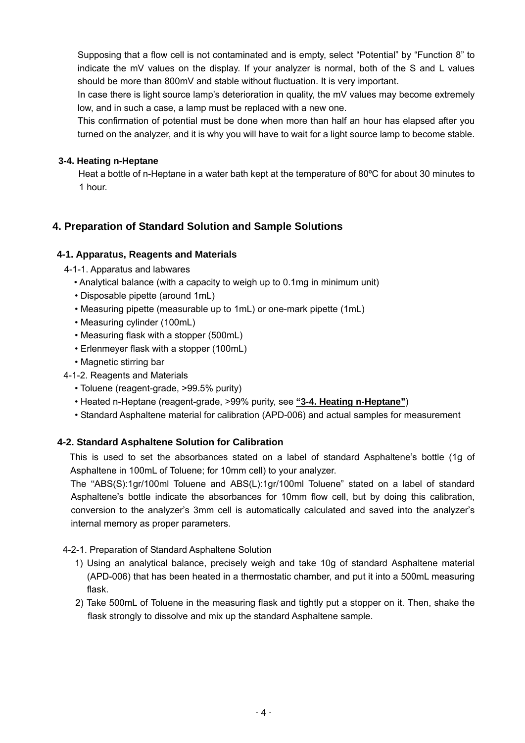Supposing that a flow cell is not contaminated and is empty, select "Potential" by "Function 8" to indicate the mV values on the display. If your analyzer is normal, both of the S and L values should be more than 800mV and stable without fluctuation. It is very important.

In case there is light source lamp's deterioration in quality, the mV values may become extremely low, and in such a case, a lamp must be replaced with a new one.

This confirmation of potential must be done when more than half an hour has elapsed after you turned on the analyzer, and it is why you will have to wait for a light source lamp to become stable.

### 3-4. Heating n-Heptane

Heat a bottle of n-Heptane in a water bath kept at the temperature of 80ºC for about 30 minutes to 1 hour.

## 4. Preparation of Standard Solution and Sample Solutions

### 4-1. Apparatus, Reagents and Materials

4-1-1. Apparatus and labwares

- Analytical balance (with a capacity to weigh up to 0.1mg in minimum unit)
- Disposable pipette (around 1mL)
- Measuring pipette (measurable up to 1mL) or one-mark pipette (1mL)
- Measuring cylinder (100mL)
- Measuring flask with a stopper (500mL)
- Erlenmeyer flask with a stopper (100mL)
- Magnetic stirring bar

4-1-2. Reagents and Materials

- Toluene (reagent-grade, >99.5% purity)
- Heated n-Heptane (reagent-grade, >99% purity, see **"3-4. Heating n-Heptane"**)
- Standard Asphaltene material for calibration (APD-006) and actual samples for measurement

### 4-2. Standard Asphaltene Solution for Calibration

This is used to set the absorbances stated on a label of standard Asphaltene's bottle (1g of Asphaltene in 100mL of Toluene; for 10mm cell) to your analyzer.

The "ABS(S):1gr/100ml Toluene and ABS(L):1gr/100ml Toluene" stated on a label of standard Asphaltene's bottle indicate the absorbances for 10mm flow cell, but by doing this calibration, conversion to the analyzer's 3mm cell is automatically calculated and saved into the analyzer's internal memory as proper parameters.

4-2-1. Preparation of Standard Asphaltene Solution

1) Using an analytical balance, precisely weigh and take 10g of standard Asphaltene material (APD-006) that has been heated in a thermostatic chamber, and put it into a 500mL measuring flask.
2) Take 500mL of Toluene in the measuring flask and tightly put a stopper on it. Then, shake the flask strongly to dissolve and mix up the standard Asphaltene sample.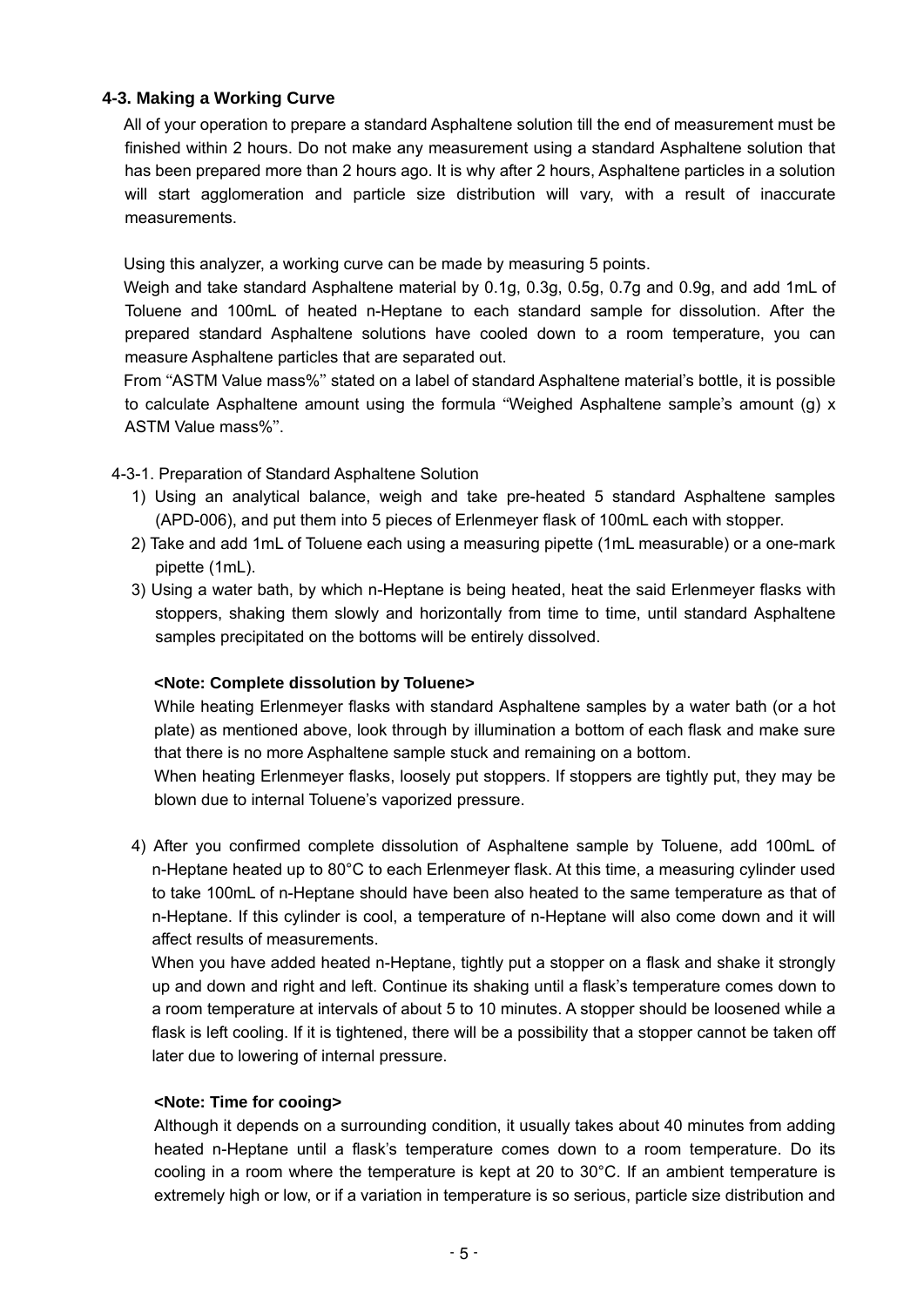### 4-3. Making a Working Curve

All of your operation to prepare a standard Asphaltene solution till the end of measurement must be finished within 2 hours. Do not make any measurement using a standard Asphaltene solution that has been prepared more than 2 hours ago. It is why after 2 hours, Asphaltene particles in a solution will start agglomeration and particle size distribution will vary, with a result of inaccurate measurements.

Using this analyzer, a working curve can be made by measuring 5 points.

Weigh and take standard Asphaltene material by 0.1g, 0.3g, 0.5g, 0.7g and 0.9g, and add 1mL of Toluene and 100mL of heated n-Heptane to each standard sample for dissolution. After the prepared standard Asphaltene solutions have cooled down to a room temperature, you can measure Asphaltene particles that are separated out.

From "ASTM Value mass%" stated on a label of standard Asphaltene material's bottle, it is possible to calculate Asphaltene amount using the formula "Weighed Asphaltene sample's amount (g) x ASTM Value mass%".

4-3-1. Preparation of Standard Asphaltene Solution

1) Using an analytical balance, weigh and take pre-heated 5 standard Asphaltene samples (APD-006), and put them into 5 pieces of Erlenmeyer flask of 100mL each with stopper.
2) Take and add 1mL of Toluene each using a measuring pipette (1mL measurable) or a one-mark pipette (1mL).
3) Using a water bath, by which n-Heptane is being heated, heat the said Erlenmeyer flasks with stoppers, shaking them slowly and horizontally from time to time, until standard Asphaltene samples precipitated on the bottoms will be entirely dissolved.

**<Note: Complete dissolution by Toluene>**

While heating Erlenmeyer flasks with standard Asphaltene samples by a water bath (or a hot plate) as mentioned above, look through by illumination a bottom of each flask and make sure that there is no more Asphaltene sample stuck and remaining on a bottom.

When heating Erlenmeyer flasks, loosely put stoppers. If stoppers are tightly put, they may be blown due to internal Toluene's vaporized pressure.

4) After you confirmed complete dissolution of Asphaltene sample by Toluene, add 100mL of n-Heptane heated up to 80°C to each Erlenmeyer flask. At this time, a measuring cylinder used to take 100mL of n-Heptane should have been also heated to the same temperature as that of n-Heptane. If this cylinder is cool, a temperature of n-Heptane will also come down and it will affect results of measurements.

When you have added heated n-Heptane, tightly put a stopper on a flask and shake it strongly up and down and right and left. Continue its shaking until a flask's temperature comes down to a room temperature at intervals of about 5 to 10 minutes. A stopper should be loosened while a flask is left cooling. If it is tightened, there will be a possibility that a stopper cannot be taken off later due to lowering of internal pressure.

**<Note: Time for cooing>**

Although it depends on a surrounding condition, it usually takes about 40 minutes from adding heated n-Heptane until a flask's temperature comes down to a room temperature. Do its cooling in a room where the temperature is kept at 20 to 30°C. If an ambient temperature is extremely high or low, or if a variation in temperature is so serious, particle size distribution and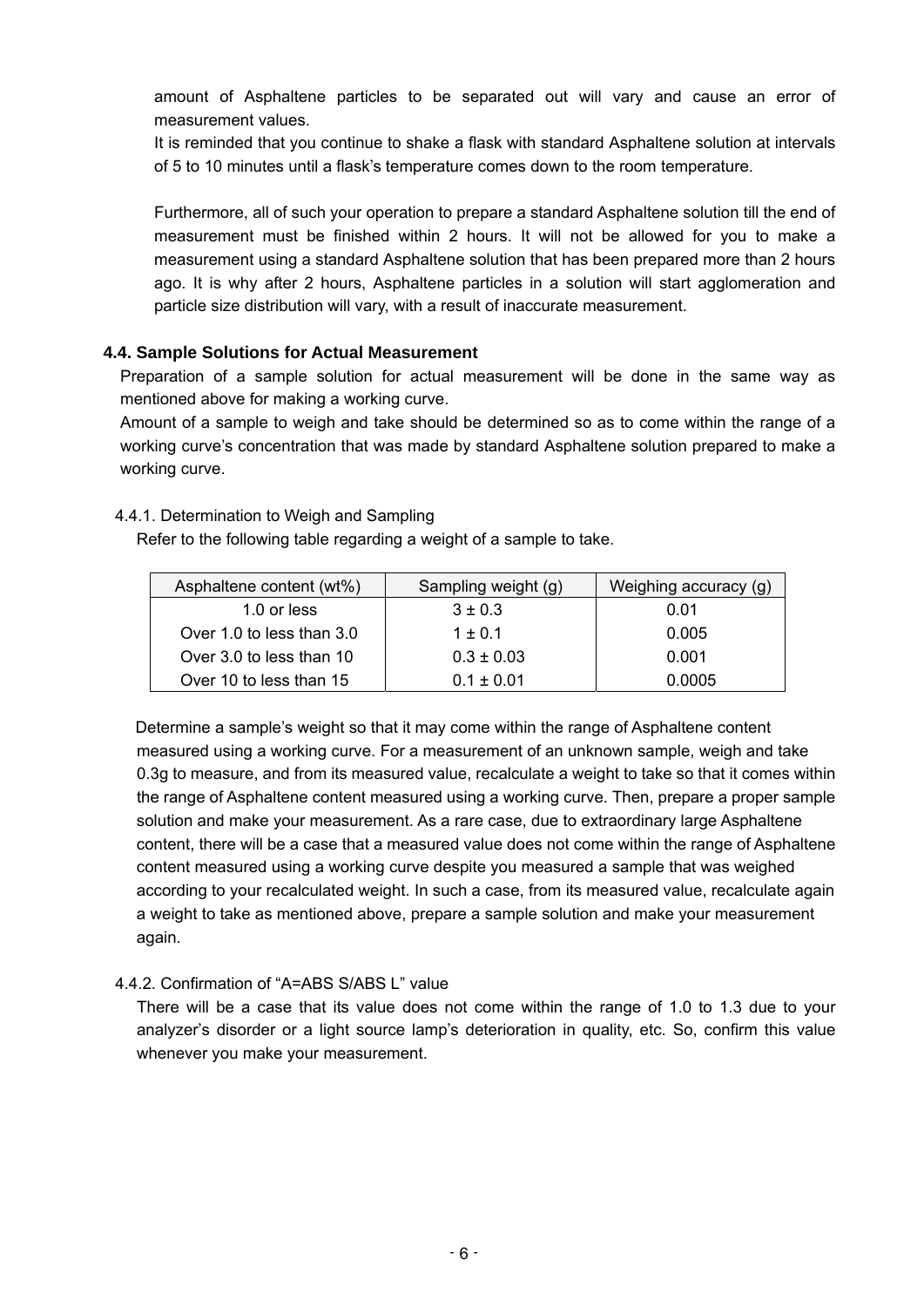amount of Asphaltene particles to be separated out will vary and cause an error of measurement values.

It is reminded that you continue to shake a flask with standard Asphaltene solution at intervals of 5 to 10 minutes until a flask's temperature comes down to the room temperature.

Furthermore, all of such your operation to prepare a standard Asphaltene solution till the end of measurement must be finished within 2 hours. It will not be allowed for you to make a measurement using a standard Asphaltene solution that has been prepared more than 2 hours ago. It is why after 2 hours, Asphaltene particles in a solution will start agglomeration and particle size distribution will vary, with a result of inaccurate measurement.

### 4.4. Sample Solutions for Actual Measurement

Preparation of a sample solution for actual measurement will be done in the same way as mentioned above for making a working curve.

Amount of a sample to weigh and take should be determined so as to come within the range of a working curve's concentration that was made by standard Asphaltene solution prepared to make a working curve.

#### 4.4.1. Determination to Weigh and Sampling

Refer to the following table regarding a weight of a sample to take.

| Asphaltene content (wt%) | Sampling weight (g) | Weighing accuracy (g) |
|---|---|---|
| 1.0 or less | 3 ± 0.3 | 0.01 |
| Over 1.0 to less than 3.0 | 1 ± 0.1 | 0.005 |
| Over 3.0 to less than 10 | 0.3 ± 0.03 | 0.001 |
| Over 10 to less than 15 | 0.1 ± 0.01 | 0.0005 |

Determine a sample's weight so that it may come within the range of Asphaltene content measured using a working curve. For a measurement of an unknown sample, weigh and take 0.3g to measure, and from its measured value, recalculate a weight to take so that it comes within the range of Asphaltene content measured using a working curve. Then, prepare a proper sample solution and make your measurement. As a rare case, due to extraordinary large Asphaltene content, there will be a case that a measured value does not come within the range of Asphaltene content measured using a working curve despite you measured a sample that was weighed according to your recalculated weight. In such a case, from its measured value, recalculate again a weight to take as mentioned above, prepare a sample solution and make your measurement again.

#### 4.4.2. Confirmation of "A=ABS S/ABS L" value

There will be a case that its value does not come within the range of 1.0 to 1.3 due to your analyzer's disorder or a light source lamp's deterioration in quality, etc. So, confirm this value whenever you make your measurement.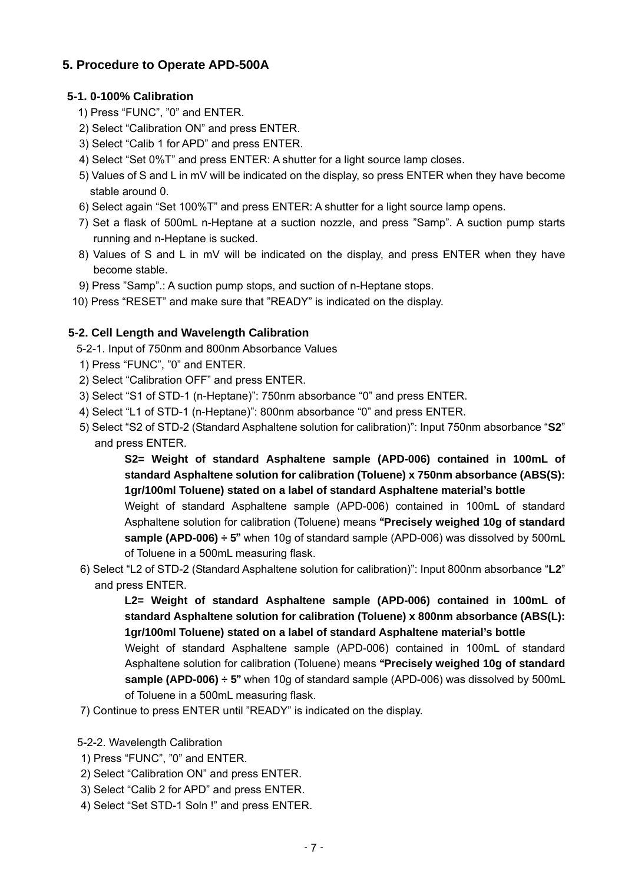## 5. Procedure to Operate APD-500A

### 5-1. 0-100% Calibration

1) Press “FUNC”, ”0” and ENTER.
2) Select “Calibration ON” and press ENTER.
3) Select “Calib 1 for APD” and press ENTER.
4) Select “Set 0%T” and press ENTER: A shutter for a light source lamp closes.
5) Values of S and L in mV will be indicated on the display, so press ENTER when they have become stable around 0.
6) Select again “Set 100%T” and press ENTER: A shutter for a light source lamp opens.
7) Set a flask of 500mL n-Heptane at a suction nozzle, and press ”Samp”. A suction pump starts running and n-Heptane is sucked.
8) Values of S and L in mV will be indicated on the display, and press ENTER when they have become stable.
9) Press ”Samp”.: A suction pump stops, and suction of n-Heptane stops.
10) Press “RESET” and make sure that ”READY” is indicated on the display.

### 5-2. Cell Length and Wavelength Calibration

5-2-1. Input of 750nm and 800nm Absorbance Values

1) Press “FUNC”, ”0” and ENTER.
2) Select “Calibration OFF” and press ENTER.
3) Select “S1 of STD-1 (n-Heptane)”: 750nm absorbance “0” and press ENTER.
4) Select “L1 of STD-1 (n-Heptane)”: 800nm absorbance “0” and press ENTER.
5) Select “S2 of STD-2 (Standard Asphaltene solution for calibration)”: Input 750nm absorbance “**S2**” and press ENTER.

   **S2= Weight of standard Asphaltene sample (APD-006) contained in 100mL of standard Asphaltene solution for calibration (Toluene) x 750nm absorbance (ABS(S): 1gr/100ml Toluene) stated on a label of standard Asphaltene material’s bottle**

   Weight of standard Asphaltene sample (APD-006) contained in 100mL of standard Asphaltene solution for calibration (Toluene) means **“Precisely weighed 10g of standard sample (APD-006) ÷ 5”** when 10g of standard sample (APD-006) was dissolved by 500mL of Toluene in a 500mL measuring flask.

6) Select “L2 of STD-2 (Standard Asphaltene solution for calibration)”: Input 800nm absorbance “**L2**” and press ENTER.

   **L2= Weight of standard Asphaltene sample (APD-006) contained in 100mL of standard Asphaltene solution for calibration (Toluene) x 800nm absorbance (ABS(L): 1gr/100ml Toluene) stated on a label of standard Asphaltene material’s bottle**

   Weight of standard Asphaltene sample (APD-006) contained in 100mL of standard Asphaltene solution for calibration (Toluene) means **“Precisely weighed 10g of standard sample (APD-006) ÷ 5”** when 10g of standard sample (APD-006) was dissolved by 500mL of Toluene in a 500mL measuring flask.

7) Continue to press ENTER until ”READY” is indicated on the display.

5-2-2. Wavelength Calibration

1) Press “FUNC”, ”0” and ENTER.
2) Select “Calibration ON” and press ENTER.
3) Select “Calib 2 for APD” and press ENTER.
4) Select “Set STD-1 Soln !” and press ENTER.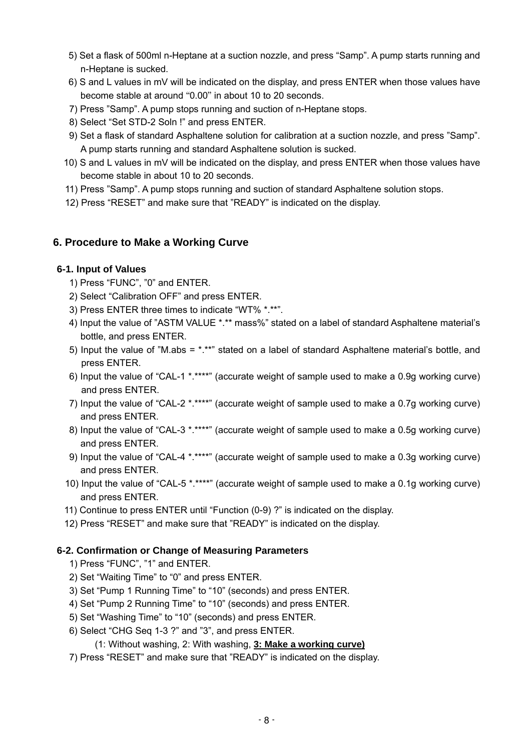5) Set a flask of 500ml n-Heptane at a suction nozzle, and press “Samp”. A pump starts running and n-Heptane is sucked.

6) S and L values in mV will be indicated on the display, and press ENTER when those values have become stable at around “0.00” in about 10 to 20 seconds.

7) Press ”Samp”. A pump stops running and suction of n-Heptane stops.

8) Select “Set STD-2 Soln !” and press ENTER.

9) Set a flask of standard Asphaltene solution for calibration at a suction nozzle, and press ”Samp”. A pump starts running and standard Asphaltene solution is sucked.

10) S and L values in mV will be indicated on the display, and press ENTER when those values have become stable in about 10 to 20 seconds.

11) Press ”Samp”. A pump stops running and suction of standard Asphaltene solution stops.

12) Press “RESET” and make sure that ”READY” is indicated on the display.

## 6. Procedure to Make a Working Curve

### 6-1. Input of Values

1) Press “FUNC”, ”0” and ENTER.
2) Select “Calibration OFF” and press ENTER.
3) Press ENTER three times to indicate “WT% *.**”.
4) Input the value of ”ASTM VALUE *.** mass%” stated on a label of standard Asphaltene material’s bottle, and press ENTER.
5) Input the value of ”M.abs = *.**” stated on a label of standard Asphaltene material’s bottle, and press ENTER.
6) Input the value of “CAL-1 *.****” (accurate weight of sample used to make a 0.9g working curve) and press ENTER.
7) Input the value of “CAL-2 *.****” (accurate weight of sample used to make a 0.7g working curve) and press ENTER.
8) Input the value of “CAL-3 *.****” (accurate weight of sample used to make a 0.5g working curve) and press ENTER.
9) Input the value of “CAL-4 *.****” (accurate weight of sample used to make a 0.3g working curve) and press ENTER.
10) Input the value of “CAL-5 *.****” (accurate weight of sample used to make a 0.1g working curve) and press ENTER.
11) Continue to press ENTER until “Function (0-9) ?” is indicated on the display.
12) Press “RESET” and make sure that ”READY” is indicated on the display.

### 6-2. Confirmation or Change of Measuring Parameters

1) Press “FUNC”, ”1” and ENTER.
2) Set “Waiting Time” to “0” and press ENTER.
3) Set “Pump 1 Running Time” to “10” (seconds) and press ENTER.
4) Set “Pump 2 Running Time” to “10” (seconds) and press ENTER.
5) Set “Washing Time” to “10” (seconds) and press ENTER.
6) Select “CHG Seq 1-3 ?” and ”3”, and press ENTER.

   (1: Without washing, 2: With washing, **3: Make a working curve)**

7) Press “RESET” and make sure that ”READY” is indicated on the display.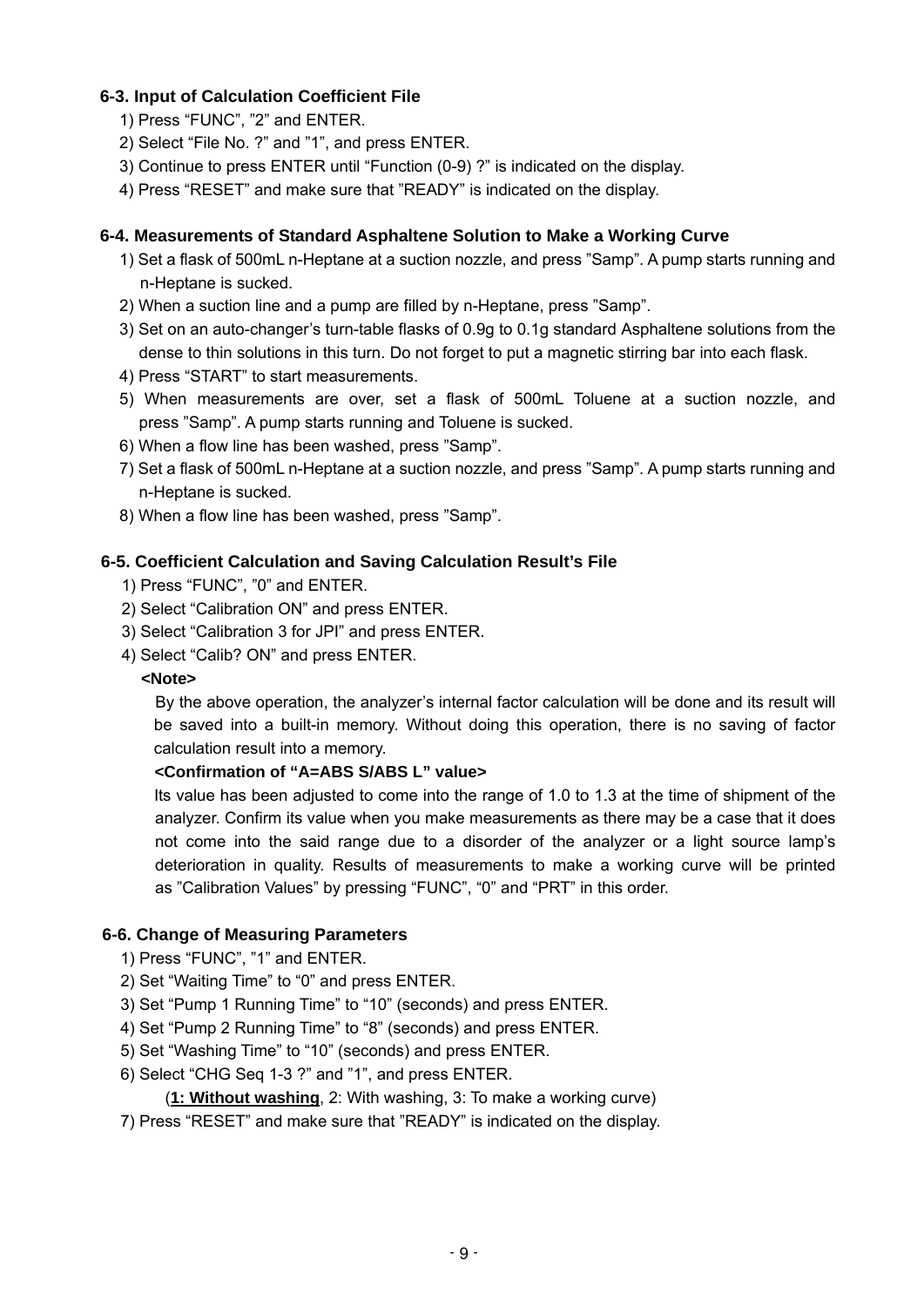### 6-3. Input of Calculation Coefficient File

1) Press “FUNC”, ”2” and ENTER.
2) Select “File No. ?” and ”1”, and press ENTER.
3) Continue to press ENTER until “Function (0-9) ?” is indicated on the display.
4) Press “RESET” and make sure that ”READY” is indicated on the display.

### 6-4. Measurements of Standard Asphaltene Solution to Make a Working Curve

1) Set a flask of 500mL n-Heptane at a suction nozzle, and press ”Samp”. A pump starts running and n-Heptane is sucked.
2) When a suction line and a pump are filled by n-Heptane, press ”Samp”.
3) Set on an auto-changer’s turn-table flasks of 0.9g to 0.1g standard Asphaltene solutions from the dense to thin solutions in this turn. Do not forget to put a magnetic stirring bar into each flask.
4) Press “START” to start measurements.
5) When measurements are over, set a flask of 500mL Toluene at a suction nozzle, and press ”Samp”. A pump starts running and Toluene is sucked.
6) When a flow line has been washed, press ”Samp”.
7) Set a flask of 500mL n-Heptane at a suction nozzle, and press ”Samp”. A pump starts running and n-Heptane is sucked.
8) When a flow line has been washed, press ”Samp”.

### 6-5. Coefficient Calculation and Saving Calculation Result’s File

1) Press “FUNC”, ”0” and ENTER.
2) Select “Calibration ON” and press ENTER.
3) Select “Calibration 3 for JPI” and press ENTER.
4) Select “Calib? ON” and press ENTER.

**<Note>**

By the above operation, the analyzer’s internal factor calculation will be done and its result will be saved into a built-in memory. Without doing this operation, there is no saving of factor calculation result into a memory.

**<Confirmation of “A=ABS S/ABS L” value>**

Its value has been adjusted to come into the range of 1.0 to 1.3 at the time of shipment of the analyzer. Confirm its value when you make measurements as there may be a case that it does not come into the said range due to a disorder of the analyzer or a light source lamp’s deterioration in quality. Results of measurements to make a working curve will be printed as ”Calibration Values” by pressing “FUNC”, “0” and “PRT” in this order.

### 6-6. Change of Measuring Parameters

1) Press “FUNC”, ”1” and ENTER.
2) Set “Waiting Time” to “0” and press ENTER.
3) Set “Pump 1 Running Time” to “10” (seconds) and press ENTER.
4) Set “Pump 2 Running Time” to “8” (seconds) and press ENTER.
5) Set “Washing Time” to “10” (seconds) and press ENTER.
6) Select “CHG Seq 1-3 ?” and ”1”, and press ENTER.

   (**1: Without washing**, 2: With washing, 3: To make a working curve)
7) Press “RESET” and make sure that ”READY” is indicated on the display.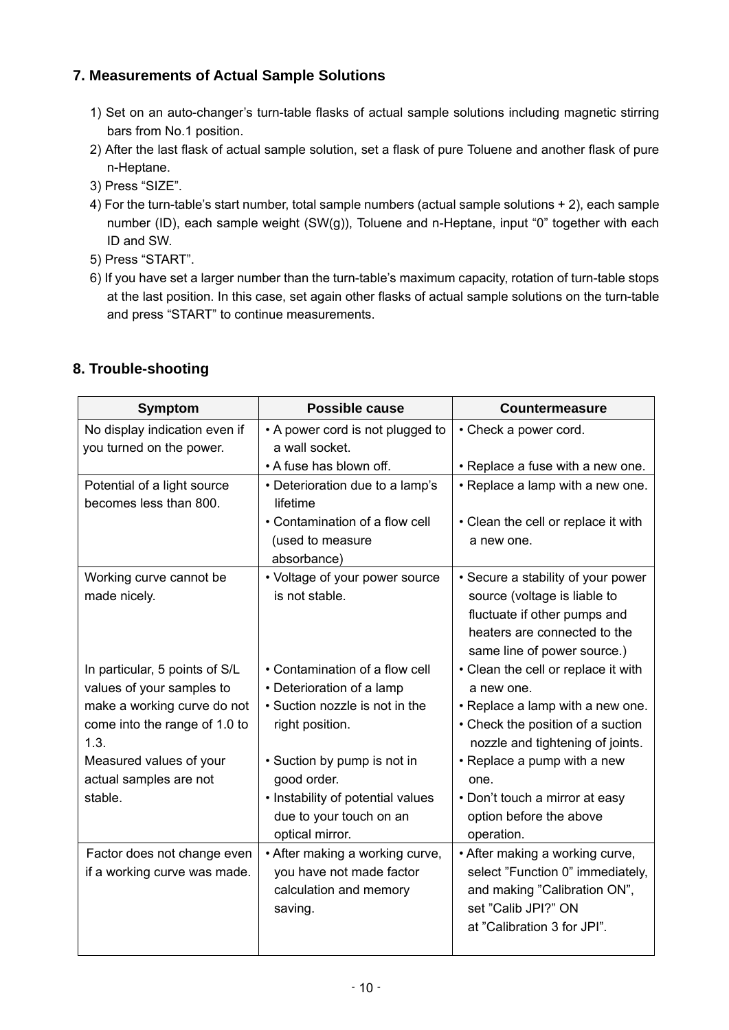## 7. Measurements of Actual Sample Solutions

1) Set on an auto-changer's turn-table flasks of actual sample solutions including magnetic stirring bars from No.1 position.
2) After the last flask of actual sample solution, set a flask of pure Toluene and another flask of pure n-Heptane.
3) Press "SIZE".
4) For the turn-table's start number, total sample numbers (actual sample solutions + 2), each sample number (ID), each sample weight (SW(g)), Toluene and n-Heptane, input "0" together with each ID and SW.
5) Press "START".
6) If you have set a larger number than the turn-table's maximum capacity, rotation of turn-table stops at the last position. In this case, set again other flasks of actual sample solutions on the turn-table and press "START" to continue measurements.

## 8. Trouble-shooting

| Symptom | Possible cause | Countermeasure |
|---|---|---|
| No display indication even if you turned on the power. | • A power cord is not plugged to a wall socket.<br>• A fuse has blown off. | • Check a power cord.<br>• Replace a fuse with a new one. |
| Potential of a light source becomes less than 800. | • Deterioration due to a lamp's lifetime<br>• Contamination of a flow cell (used to measure absorbance) | • Replace a lamp with a new one.<br>• Clean the cell or replace it with a new one. |
| Working curve cannot be made nicely.<br><br>In particular, 5 points of S/L values of your samples to make a working curve do not come into the range of 1.0 to 1.3.<br>Measured values of your actual samples are not stable. | • Voltage of your power source is not stable.<br><br>• Contamination of a flow cell<br>• Deterioration of a lamp<br>• Suction nozzle is not in the right position.<br>• Suction by pump is not in good order.<br>• Instability of potential values due to your touch on an optical mirror. | • Secure a stability of your power source (voltage is liable to fluctuate if other pumps and heaters are connected to the same line of power source.)<br>• Clean the cell or replace it with a new one.<br>• Replace a lamp with a new one.<br>• Check the position of a suction nozzle and tightening of joints.<br>• Replace a pump with a new one.<br>• Don't touch a mirror at easy option before the above operation. |
| Factor does not change even if a working curve was made. | • After making a working curve, you have not made factor calculation and memory saving. | • After making a working curve, select "Function 0" immediately, and making "Calibration ON", set "Calib JPI?" ON at "Calibration 3 for JPI". |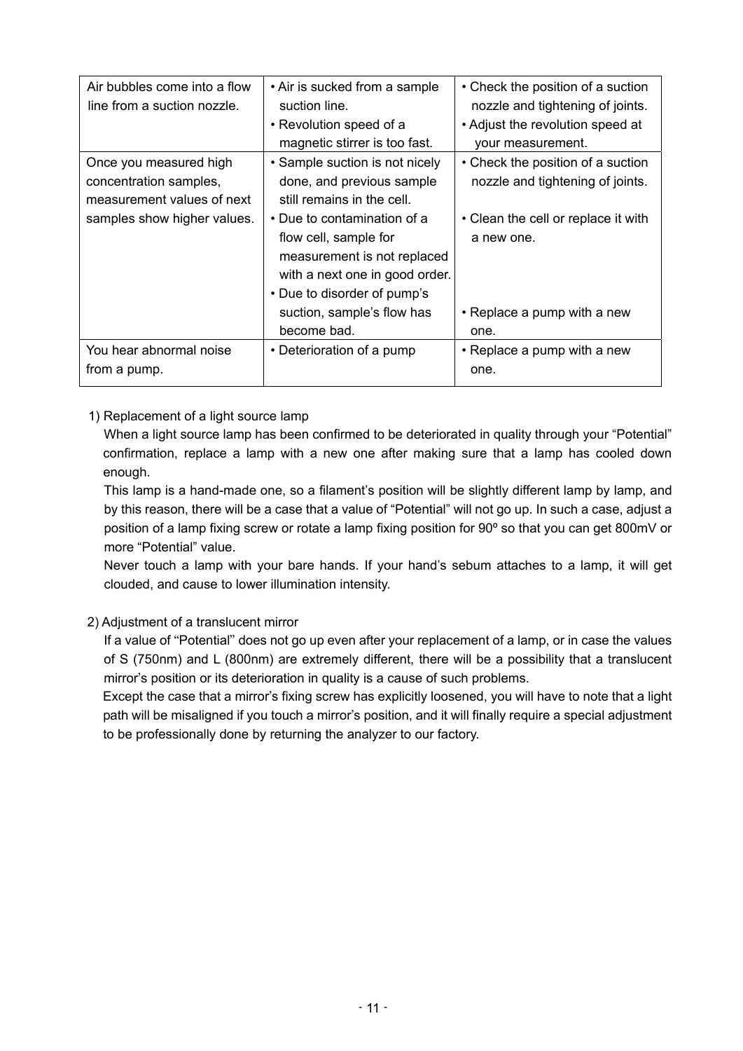| | | |
|---|---|---|
| Air bubbles come into a flow line from a suction nozzle. | • Air is sucked from a sample suction line.<br>• Revolution speed of a magnetic stirrer is too fast. | • Check the position of a suction nozzle and tightening of joints.<br>• Adjust the revolution speed at your measurement. |
| Once you measured high concentration samples, measurement values of next samples show higher values. | • Sample suction is not nicely done, and previous sample still remains in the cell.<br>• Due to contamination of a flow cell, sample for measurement is not replaced with a next one in good order.<br>• Due to disorder of pump's suction, sample's flow has become bad. | • Check the position of a suction nozzle and tightening of joints.<br>• Clean the cell or replace it with a new one.<br>• Replace a pump with a new one. |
| You hear abnormal noise from a pump. | • Deterioration of a pump | • Replace a pump with a new one. |

1) Replacement of a light source lamp

When a light source lamp has been confirmed to be deteriorated in quality through your "Potential" confirmation, replace a lamp with a new one after making sure that a lamp has cooled down enough.

This lamp is a hand-made one, so a filament's position will be slightly different lamp by lamp, and by this reason, there will be a case that a value of "Potential" will not go up. In such a case, adjust a position of a lamp fixing screw or rotate a lamp fixing position for 90º so that you can get 800mV or more "Potential" value.

Never touch a lamp with your bare hands. If your hand's sebum attaches to a lamp, it will get clouded, and cause to lower illumination intensity.

2) Adjustment of a translucent mirror

If a value of "Potential" does not go up even after your replacement of a lamp, or in case the values of S (750nm) and L (800nm) are extremely different, there will be a possibility that a translucent mirror's position or its deterioration in quality is a cause of such problems.

Except the case that a mirror's fixing screw has explicitly loosened, you will have to note that a light path will be misaligned if you touch a mirror's position, and it will finally require a special adjustment to be professionally done by returning the analyzer to our factory.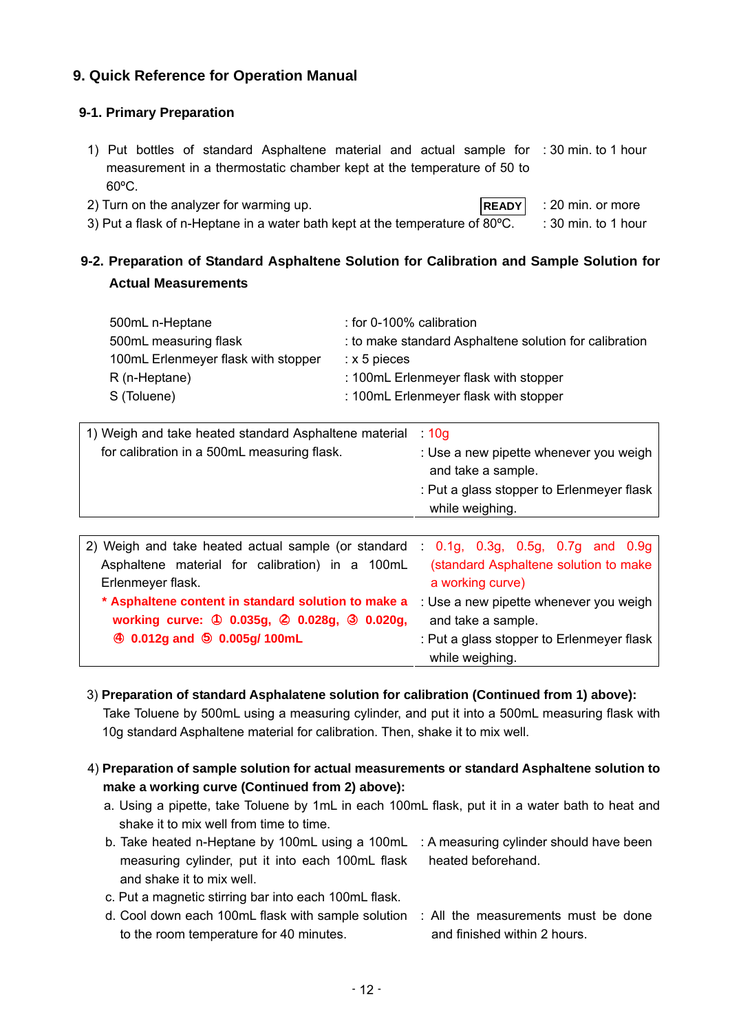## 9. Quick Reference for Operation Manual

### 9-1. Primary Preparation

1) Put bottles of standard Asphaltene material and actual sample for measurement in a thermostatic chamber kept at the temperature of 50 to 60ºC. : 30 min. to 1 hour
2) Turn on the analyzer for warming up. **READY** : 20 min. or more
3) Put a flask of n-Heptane in a water bath kept at the temperature of 80ºC. : 30 min. to 1 hour

### 9-2. Preparation of Standard Asphaltene Solution for Calibration and Sample Solution for Actual Measurements

| | |
|---|---|
| 500mL n-Heptane | : for 0-100% calibration |
| 500mL measuring flask | : to make standard Asphaltene solution for calibration |
| 100mL Erlenmeyer flask with stopper | : x 5 pieces |
| R (n-Heptane) | : 100mL Erlenmeyer flask with stopper |
| S (Toluene) | : 100mL Erlenmeyer flask with stopper |

| | |
|---|---|
| 1) Weigh and take heated standard Asphaltene material for calibration in a 500mL measuring flask. | : 10g<br>: Use a new pipette whenever you weigh and take a sample.<br>: Put a glass stopper to Erlenmeyer flask while weighing. |

| | |
|---|---|
| 2) Weigh and take heated actual sample (or standard Asphaltene material for calibration) in a 100mL Erlenmeyer flask.<br>**\* Asphaltene content in standard solution to make a working curve: ① 0.035g, ② 0.028g, ③ 0.020g, ④ 0.012g and ⑤ 0.005g/ 100mL** | : 0.1g, 0.3g, 0.5g, 0.7g and 0.9g (standard Asphaltene solution to make a working curve)<br>: Use a new pipette whenever you weigh and take a sample.<br>: Put a glass stopper to Erlenmeyer flask while weighing. |

3) **Preparation of standard Asphalatene solution for calibration (Continued from 1) above):**
   Take Toluene by 500mL using a measuring cylinder, and put it into a 500mL measuring flask with 10g standard Asphaltene material for calibration. Then, shake it to mix well.

4) **Preparation of sample solution for actual measurements or standard Asphaltene solution to make a working curve (Continued from 2) above):**
   a. Using a pipette, take Toluene by 1mL in each 100mL flask, put it in a water bath to heat and shake it to mix well from time to time.
   b. Take heated n-Heptane by 100mL using a 100mL measuring cylinder, put it into each 100mL flask and shake it to mix well. : A measuring cylinder should have been heated beforehand.
   c. Put a magnetic stirring bar into each 100mL flask.
   d. Cool down each 100mL flask with sample solution to the room temperature for 40 minutes. : All the measurements must be done and finished within 2 hours.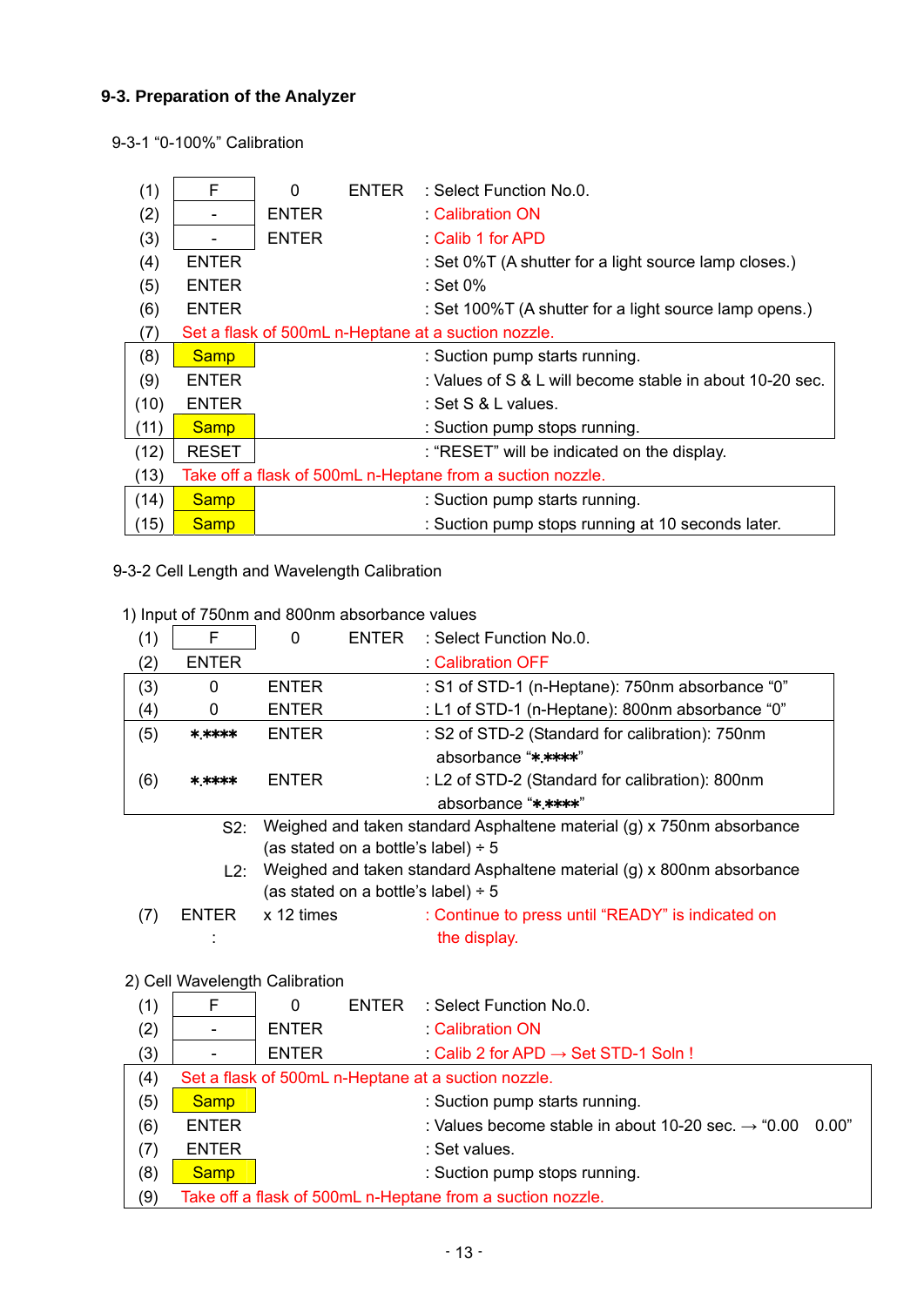### 9-3. Preparation of the Analyzer

9-3-1 "0-100%" Calibration

| | | | | |
|---|---|---|---|---|
| (1) | F | 0 | ENTER | : Select Function No.0. |
| (2) | - | ENTER | | : Calibration ON |
| (3) | - | ENTER | | : Calib 1 for APD |
| (4) | ENTER | | | : Set 0%T (A shutter for a light source lamp closes.) |
| (5) | ENTER | | | : Set 0% |
| (6) | ENTER | | | : Set 100%T (A shutter for a light source lamp opens.) |
| (7) | Set a flask of 500mL n-Heptane at a suction nozzle. | | | |
| (8) | Samp | | | : Suction pump starts running. |
| (9) | ENTER | | | : Values of S & L will become stable in about 10-20 sec. |
| (10) | ENTER | | | : Set S & L values. |
| (11) | Samp | | | : Suction pump stops running. |
| (12) | RESET | | | : "RESET" will be indicated on the display. |
| (13) | Take off a flask of 500mL n-Heptane from a suction nozzle. | | | |
| (14) | Samp | | | : Suction pump starts running. |
| (15) | Samp | | | : Suction pump stops running at 10 seconds later. |

9-3-2 Cell Length and Wavelength Calibration

1) Input of 750nm and 800nm absorbance values

| | | | | |
|---|---|---|---|---|
| (1) | F | 0 | ENTER | : Select Function No.0. |
| (2) | ENTER | | | : Calibration OFF |
| (3) | 0 | ENTER | | : S1 of STD-1 (n-Heptane): 750nm absorbance "0" |
| (4) | 0 | ENTER | | : L1 of STD-1 (n-Heptane): 800nm absorbance "0" |
| (5) | *.**** | ENTER | | : S2 of STD-2 (Standard for calibration): 750nm absorbance "*.****" |
| (6) | *.**** | ENTER | | : L2 of STD-2 (Standard for calibration): 800nm absorbance "*.****" |

S2: Weighed and taken standard Asphaltene material (g) x 750nm absorbance (as stated on a bottle's label) ÷ 5

L2: Weighed and taken standard Asphaltene material (g) x 800nm absorbance (as stated on a bottle's label) ÷ 5

(7) ENTER x 12 times : Continue to press until "READY" is indicated on the display.

2) Cell Wavelength Calibration

| | | | | |
|---|---|---|---|---|
| (1) | F | 0 | ENTER | : Select Function No.0. |
| (2) | - | ENTER | | : Calibration ON |
| (3) | - | ENTER | | : Calib 2 for APD → Set STD-1 Soln ! |
| (4) | Set a flask of 500mL n-Heptane at a suction nozzle. | | | |
| (5) | Samp | | | : Suction pump starts running. |
| (6) | ENTER | | | : Values become stable in about 10-20 sec. → "0.00 0.00" |
| (7) | ENTER | | | : Set values. |
| (8) | Samp | | | : Suction pump stops running. |
| (9) | Take off a flask of 500mL n-Heptane from a suction nozzle. | | | |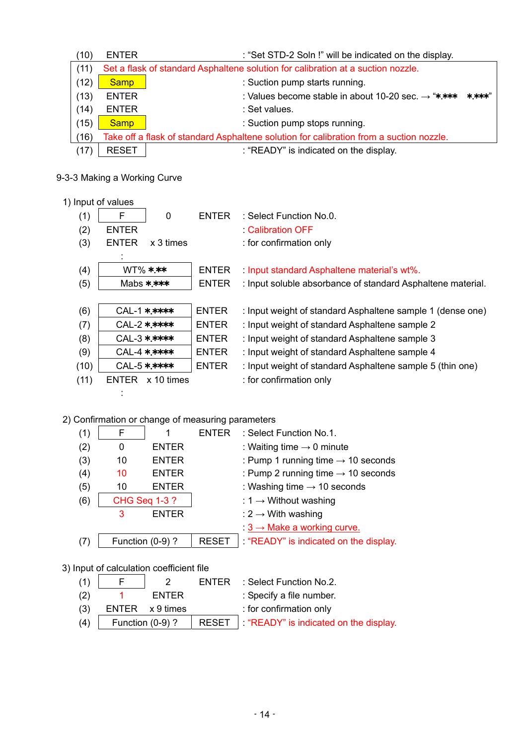| | | | |
|---|---|---|---|
| (10) | ENTER | | : "Set STD-2 Soln !" will be indicated on the display. |
| (11) | Set a flask of standard Asphaltene solution for calibration at a suction nozzle. | | |
| (12) | Samp | | : Suction pump starts running. |
| (13) | ENTER | | : Values become stable in about 10-20 sec. → "*.*** *.***" |
| (14) | ENTER | | : Set values. |
| (15) | Samp | | : Suction pump stops running. |
| (16) | Take off a flask of standard Asphaltene solution for calibration from a suction nozzle. | | |
| (17) | RESET | | : "READY" is indicated on the display. |

9-3-3 Making a Working Curve

1) Input of values

| | | | | |
|---|---|---|---|---|
| (1) | F | 0 | ENTER | : Select Function No.0. |
| (2) | ENTER | | | : Calibration OFF |
| (3) | ENTER | x 3 times | | : for confirmation only |
| | : | | | |
| (4) | WT% *.** | | ENTER | : Input standard Asphaltene material's wt%. |
| (5) | Mabs *.*** | | ENTER | : Input soluble absorbance of standard Asphaltene material. |
| (6) | CAL-1 *.**** | | ENTER | : Input weight of standard Asphaltene sample 1 (dense one) |
| (7) | CAL-2 *.**** | | ENTER | : Input weight of standard Asphaltene sample 2 |
| (8) | CAL-3 *.**** | | ENTER | : Input weight of standard Asphaltene sample 3 |
| (9) | CAL-4 *.**** | | ENTER | : Input weight of standard Asphaltene sample 4 |
| (10) | CAL-5 *.**** | | ENTER | : Input weight of standard Asphaltene sample 5 (thin one) |
| (11) | ENTER | x 10 times | | : for confirmation only |
| | : | | | |

2) Confirmation or change of measuring parameters

| | | | | |
|---|---|---|---|---|
| (1) | F | 1 | ENTER | : Select Function No.1. |
| (2) | 0 | ENTER | | : Waiting time → 0 minute |
| (3) | 10 | ENTER | | : Pump 1 running time → 10 seconds |
| (4) | 10 | ENTER | | : Pump 2 running time → 10 seconds |
| (5) | 10 | ENTER | | : Washing time → 10 seconds |
| (6) | CHG Seq 1-3 ? | | | : 1 → Without washing |
| | 3 | ENTER | | : 2 → With washing |
| | | | | : 3 → Make a working curve. |
| (7) | Function (0-9) ? | | RESET | : "READY" is indicated on the display. |

3) Input of calculation coefficient file

| | | | | |
|---|---|---|---|---|
| (1) | F | 2 | ENTER | : Select Function No.2. |
| (2) | 1 | ENTER | | : Specify a file number. |
| (3) | ENTER | x 9 times | | : for confirmation only |
| (4) | Function (0-9) ? | | RESET | : "READY" is indicated on the display. |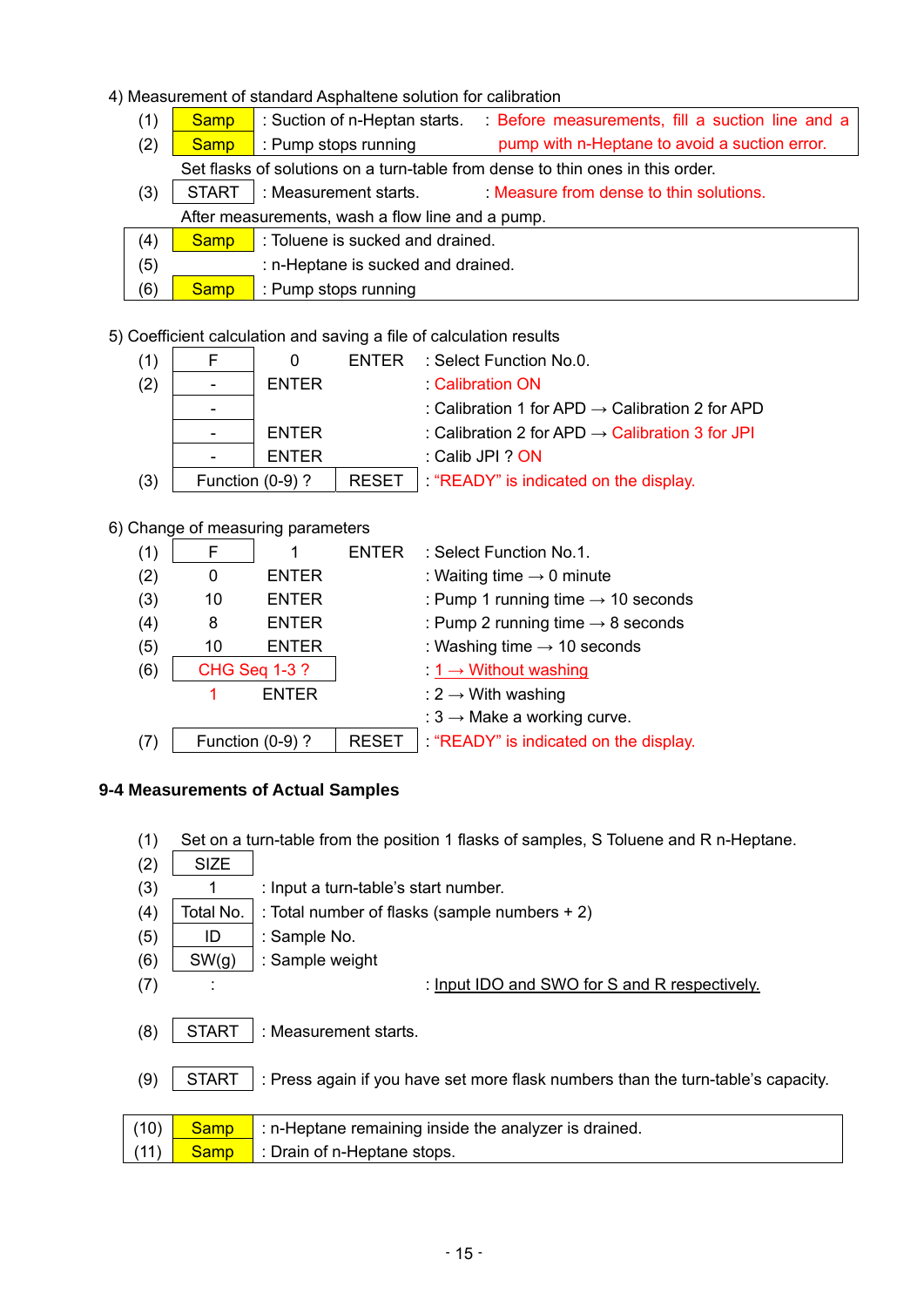4) Measurement of standard Asphaltene solution for calibration

| | | | |
|---|---|---|---|
| (1) | Samp | : Suction of n-Heptan starts. | : Before measurements, fill a suction line and a pump with n-Heptane to avoid a suction error. |
| (2) | Samp | : Pump stops running | |

Set flasks of solutions on a turn-table from dense to thin ones in this order.

| | | | |
|---|---|---|---|
| (3) | START | : Measurement starts. | : Measure from dense to thin solutions. |

After measurements, wash a flow line and a pump.

| | | |
|---|---|---|
| (4) | Samp | : Toluene is sucked and drained. |
| (5) | | : n-Heptane is sucked and drained. |
| (6) | Samp | : Pump stops running |

5) Coefficient calculation and saving a file of calculation results

| | | | | |
|---|---|---|---|---|
| (1) | F | 0 | ENTER | : Select Function No.0. |
| (2) | - | ENTER | | : Calibration ON |
| | - | | | : Calibration 1 for APD → Calibration 2 for APD |
| | - | ENTER | | : Calibration 2 for APD → Calibration 3 for JPI |
| | - | ENTER | | : Calib JPI ? ON |
| (3) | Function (0-9) ? | RESET | | : "READY" is indicated on the display. |

6) Change of measuring parameters

| | | | | |
|---|---|---|---|---|
| (1) | F | 1 | ENTER | : Select Function No.1. |
| (2) | 0 | ENTER | | : Waiting time → 0 minute |
| (3) | 10 | ENTER | | : Pump 1 running time → 10 seconds |
| (4) | 8 | ENTER | | : Pump 2 running time → 8 seconds |
| (5) | 10 | ENTER | | : Washing time → 10 seconds |
| (6) | CHG Seq 1-3 ? | | | : 1 → Without washing |
| | 1 | ENTER | | : 2 → With washing |
| | | | | : 3 → Make a working curve. |
| (7) | Function (0-9) ? | RESET | | : "READY" is indicated on the display. |

## 9-4 Measurements of Actual Samples

| | | |
|---|---|---|
| (1) | Set on a turn-table from the position 1 flasks of samples, S Toluene and R n-Heptane. | |
| (2) | SIZE | |
| (3) | 1 | : Input a turn-table's start number. |
| (4) | Total No. | : Total number of flasks (sample numbers + 2) |
| (5) | ID | : Sample No. |
| (6) | SW(g) | : Sample weight |
| (7) | : | : Input IDO and SWO for S and R respectively. |
| (8) | START | : Measurement starts. |
| (9) | START | : Press again if you have set more flask numbers than the turn-table's capacity. |
| (10) | Samp | : n-Heptane remaining inside the analyzer is drained. |
| (11) | Samp | : Drain of n-Heptane stops. |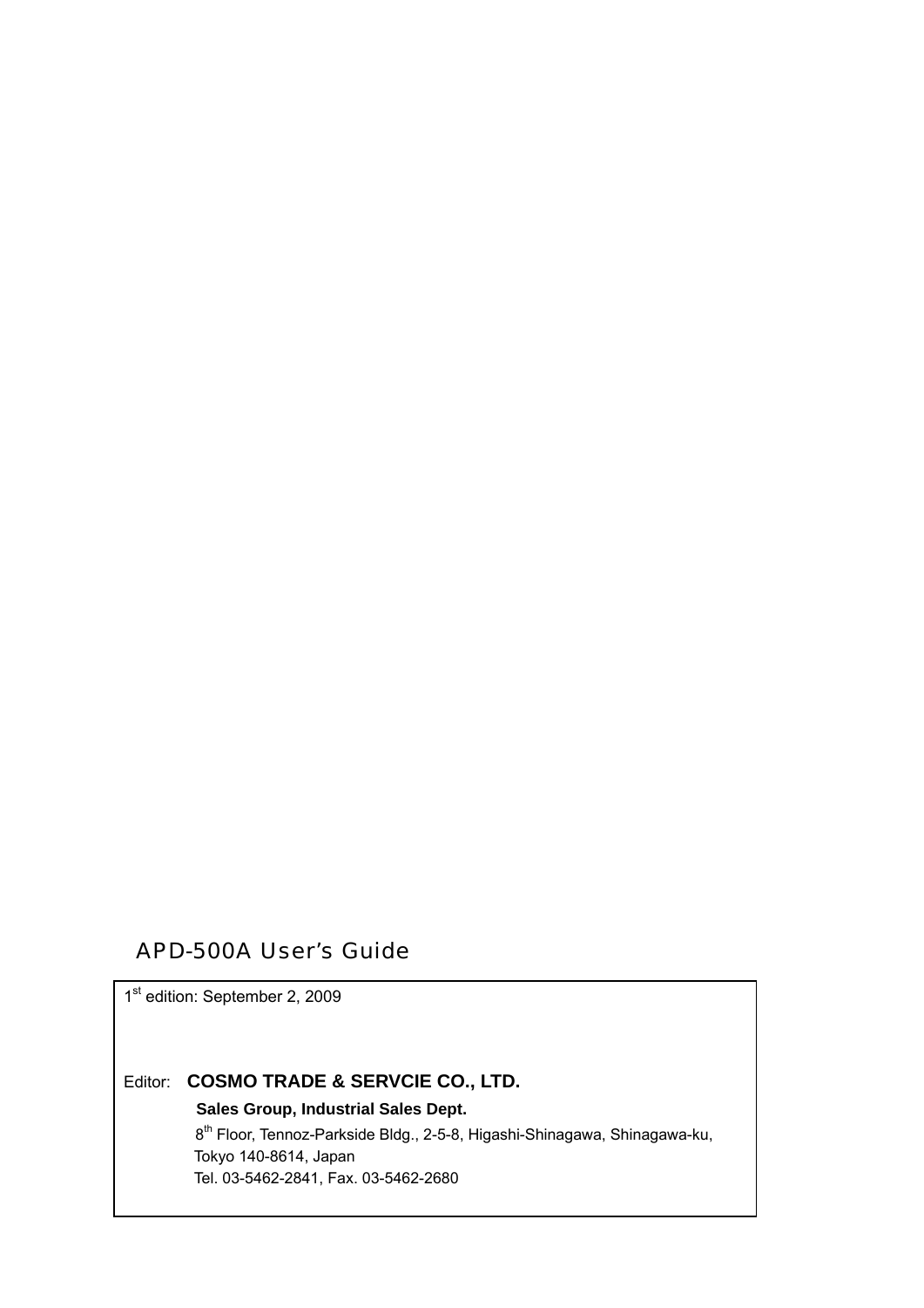# APD-500A User's Guide

1st edition: September 2, 2009

Editor: **COSMO TRADE & SERVCIE CO., LTD.**

**Sales Group, Industrial Sales Dept.**

8th Floor, Tennoz-Parkside Bldg., 2-5-8, Higashi-Shinagawa, Shinagawa-ku, Tokyo 140-8614, Japan

Tel. 03-5462-2841, Fax. 03-5462-2680